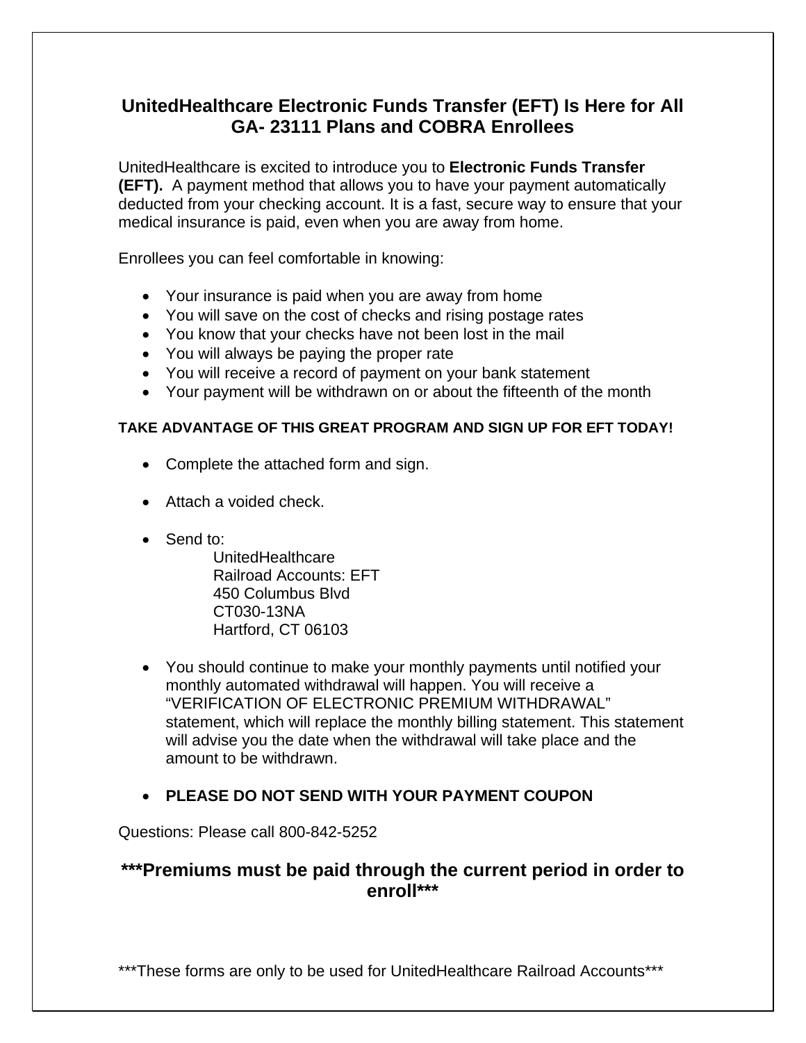# UnitedHealthcare Electronic Funds Transfer (EFT) Is Here for All GA- 23111 Plans and COBRA Enrollees

UnitedHealthcare is excited to introduce you to **Electronic Funds Transfer (EFT).** A payment method that allows you to have your payment automatically deducted from your checking account. It is a fast, secure way to ensure that your medical insurance is paid, even when you are away from home.

Enrollees you can feel comfortable in knowing:

- Your insurance is paid when you are away from home
- You will save on the cost of checks and rising postage rates
- You know that your checks have not been lost in the mail
- You will always be paying the proper rate
- You will receive a record of payment on your bank statement
- Your payment will be withdrawn on or about the fifteenth of the month

**TAKE ADVANTAGE OF THIS GREAT PROGRAM AND SIGN UP FOR EFT TODAY!**

- Complete the attached form and sign.
- Attach a voided check.
- Send to:
  UnitedHealthcare
  Railroad Accounts: EFT
  450 Columbus Blvd
  CT030-13NA
  Hartford, CT 06103
- You should continue to make your monthly payments until notified your monthly automated withdrawal will happen. You will receive a "VERIFICATION OF ELECTRONIC PREMIUM WITHDRAWAL" statement, which will replace the monthly billing statement. This statement will advise you the date when the withdrawal will take place and the amount to be withdrawn.
- **PLEASE DO NOT SEND WITH YOUR PAYMENT COUPON**

Questions: Please call 800-842-5252

## \*\*\*Premiums must be paid through the current period in order to enroll\*\*\*

\*\*\*These forms are only to be used for UnitedHealthcare Railroad Accounts\*\*\*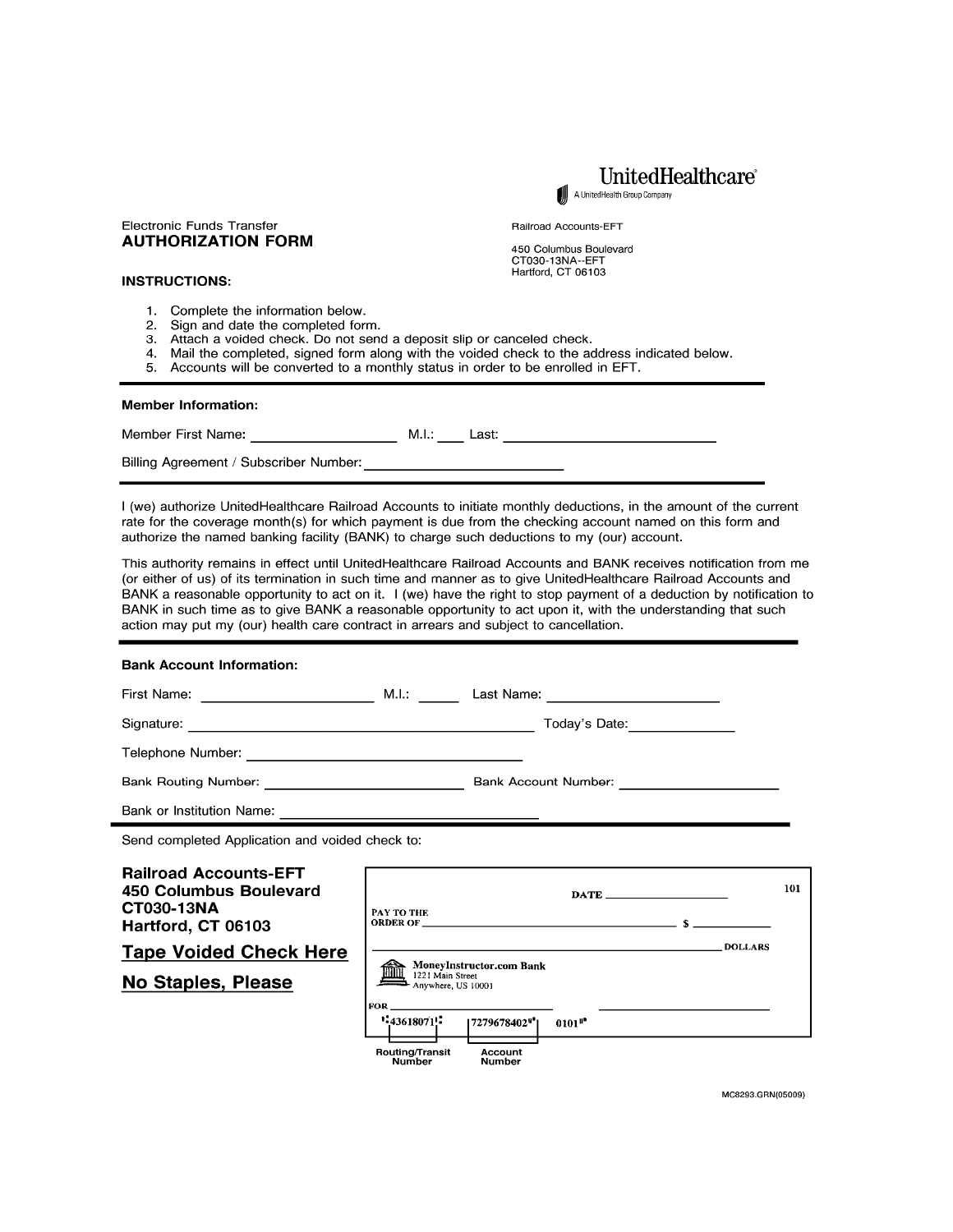UnitedHealthcare®
A UnitedHealth Group Company

Electronic Funds Transfer
**AUTHORIZATION FORM**

Railroad Accounts-EFT

450 Columbus Boulevard
CT030-13NA--EFT
Hartford, CT 06103

**INSTRUCTIONS:**

1. Complete the information below.
2. Sign and date the completed form.
3. Attach a voided check. Do not send a deposit slip or canceled check.
4. Mail the completed, signed form along with the voided check to the address indicated below.
5. Accounts will be converted to a monthly status in order to be enrolled in EFT.

---

**Member Information:**

Member First Name: ____________________ M.I.: ____ Last: ______________________________

Billing Agreement / Subscriber Number: ____________________________

---

I (we) authorize UnitedHealthcare Railroad Accounts to initiate monthly deductions, in the amount of the current rate for the coverage month(s) for which payment is due from the checking account named on this form and authorize the named banking facility (BANK) to charge such deductions to my (our) account.

This authority remains in effect until UnitedHealthcare Railroad Accounts and BANK receives notification from me (or either of us) of its termination in such time and manner as to give UnitedHealthcare Railroad Accounts and BANK a reasonable opportunity to act on it. I (we) have the right to stop payment of a deduction by notification to BANK in such time as to give BANK a reasonable opportunity to act upon it, with the understanding that such action may put my (our) health care contract in arrears and subject to cancellation.

---

**Bank Account Information:**

First Name: ________________________ M.I.: ______ Last Name: ________________________

Signature: ________________________________________________ Today's Date: _______________

Telephone Number: ________________________________________

Bank Routing Number: ______________________________ Bank Account Number: ______________________

Bank or Institution Name: ________________________________________

---

Send completed Application and voided check to:

**Railroad Accounts-EFT**
**450 Columbus Boulevard**
**CT030-13NA**
**Hartford, CT 06103**

**Tape Voided Check Here**

**No Staples, Please**

DATE ____________________ 101

PAY TO THE ORDER OF ______________________________ $ __________

______________________________ DOLLARS

MoneyInstructor.com Bank
1221 Main Street
Anywhere, US 10001

FOR ____________________ ____________________

⑆43618071⑆ 7279678402⑈ 0101⑈

Routing/Transit Number    Account Number

MC8293.GRN(05009)